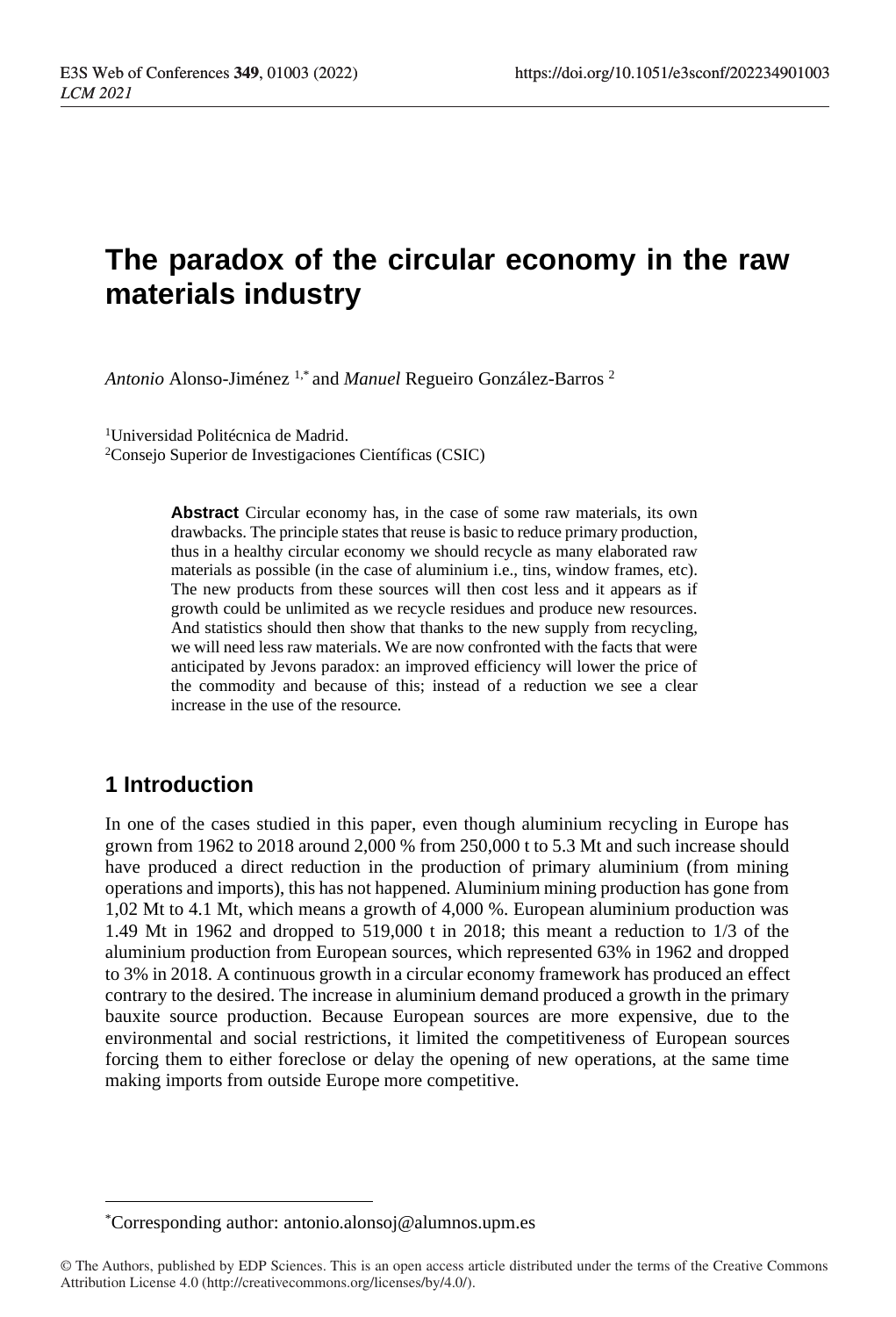# The paradox of the circular economy in the raw materials industry

*Antonio* Alonso-Jiménez [1,*] and *Manuel* Regueiro González-Barros [2]

[1]Universidad Politécnica de Madrid.
[2]Consejo Superior de Investigaciones Científicas (CSIC)

**Abstract** Circular economy has, in the case of some raw materials, its own drawbacks. The principle states that reuse is basic to reduce primary production, thus in a healthy circular economy we should recycle as many elaborated raw materials as possible (in the case of aluminium i.e., tins, window frames, etc). The new products from these sources will then cost less and it appears as if growth could be unlimited as we recycle residues and produce new resources. And statistics should then show that thanks to the new supply from recycling, we will need less raw materials. We are now confronted with the facts that were anticipated by Jevons paradox: an improved efficiency will lower the price of the commodity and because of this; instead of a reduction we see a clear increase in the use of the resource.

## 1 Introduction

In one of the cases studied in this paper, even though aluminium recycling in Europe has grown from 1962 to 2018 around 2,000 % from 250,000 t to 5.3 Mt and such increase should have produced a direct reduction in the production of primary aluminium (from mining operations and imports), this has not happened. Aluminium mining production has gone from 1,02 Mt to 4.1 Mt, which means a growth of 4,000 %. European aluminium production was 1.49 Mt in 1962 and dropped to 519,000 t in 2018; this meant a reduction to 1/3 of the aluminium production from European sources, which represented 63% in 1962 and dropped to 3% in 2018. A continuous growth in a circular economy framework has produced an effect contrary to the desired. The increase in aluminium demand produced a growth in the primary bauxite source production. Because European sources are more expensive, due to the environmental and social restrictions, it limited the competitiveness of European sources forcing them to either foreclose or delay the opening of new operations, at the same time making imports from outside Europe more competitive.

[*]Corresponding author: antonio.alonsoj@alumnos.upm.es

© The Authors, published by EDP Sciences. This is an open access article distributed under the terms of the Creative Commons Attribution License 4.0 (http://creativecommons.org/licenses/by/4.0/).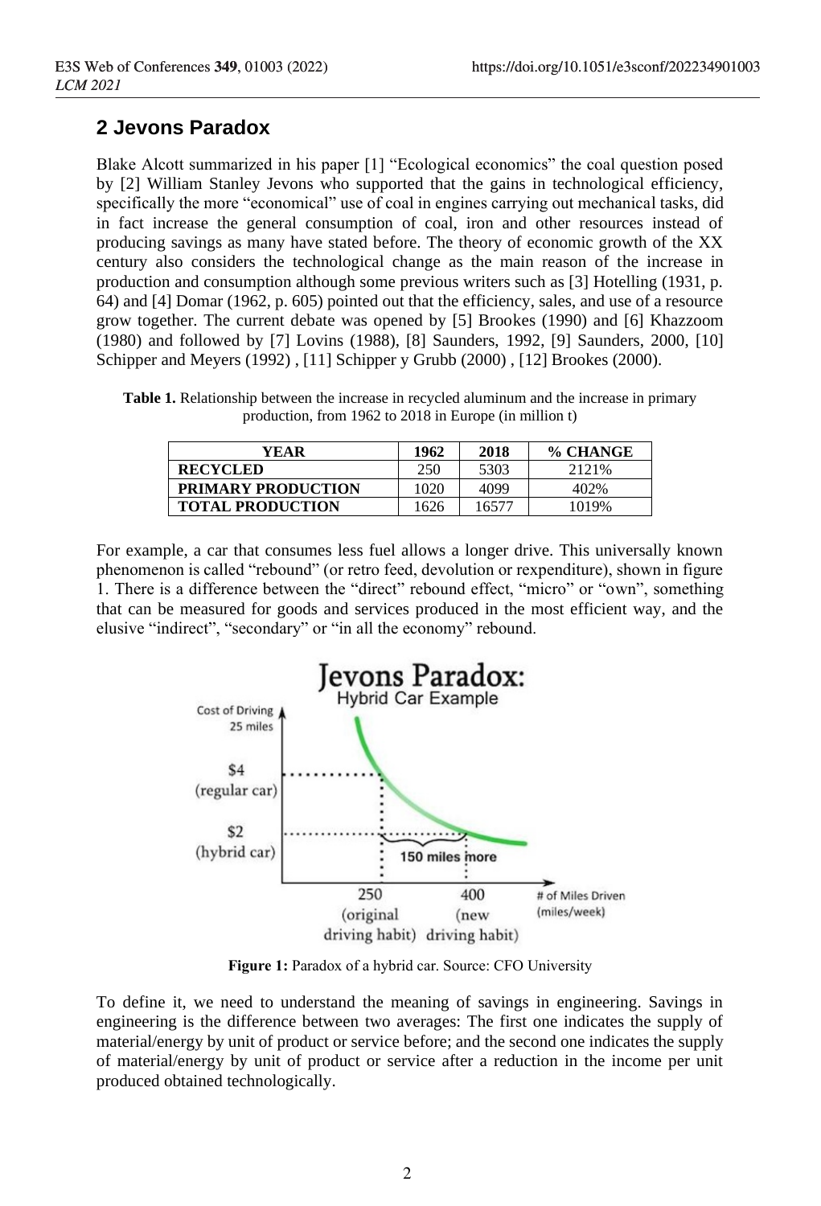## 2 Jevons Paradox

Blake Alcott summarized in his paper [1] "Ecological economics" the coal question posed by [2] William Stanley Jevons who supported that the gains in technological efficiency, specifically the more "economical" use of coal in engines carrying out mechanical tasks, did in fact increase the general consumption of coal, iron and other resources instead of producing savings as many have stated before. The theory of economic growth of the XX century also considers the technological change as the main reason of the increase in production and consumption although some previous writers such as [3] Hotelling (1931, p. 64) and [4] Domar (1962, p. 605) pointed out that the efficiency, sales, and use of a resource grow together. The current debate was opened by [5] Brookes (1990) and [6] Khazzoom (1980) and followed by [7] Lovins (1988), [8] Saunders, 1992, [9] Saunders, 2000, [10] Schipper and Meyers (1992) , [11] Schipper y Grubb (2000) , [12] Brookes (2000).

**Table 1.** Relationship between the increase in recycled aluminum and the increase in primary production, from 1962 to 2018 in Europe (in million t)

| YEAR | 1962 | 2018 | % CHANGE |
|---|---|---|---|
| **RECYCLED** | 250 | 5303 | 2121% |
| **PRIMARY PRODUCTION** | 1020 | 4099 | 402% |
| **TOTAL PRODUCTION** | 1626 | 16577 | 1019% |

For example, a car that consumes less fuel allows a longer drive. This universally known phenomenon is called "rebound" (or retro feed, devolution or rexpenditure), shown in figure 1. There is a difference between the "direct" rebound effect, "micro" or "own", something that can be measured for goods and services produced in the most efficient way, and the elusive "indirect", "secondary" or "in all the economy" rebound.

**Figure 1:** Paradox of a hybrid car. Source: CFO University

To define it, we need to understand the meaning of savings in engineering. Savings in engineering is the difference between two averages: The first one indicates the supply of material/energy by unit of product or service before; and the second one indicates the supply of material/energy by unit of product or service after a reduction in the income per unit produced obtained technologically.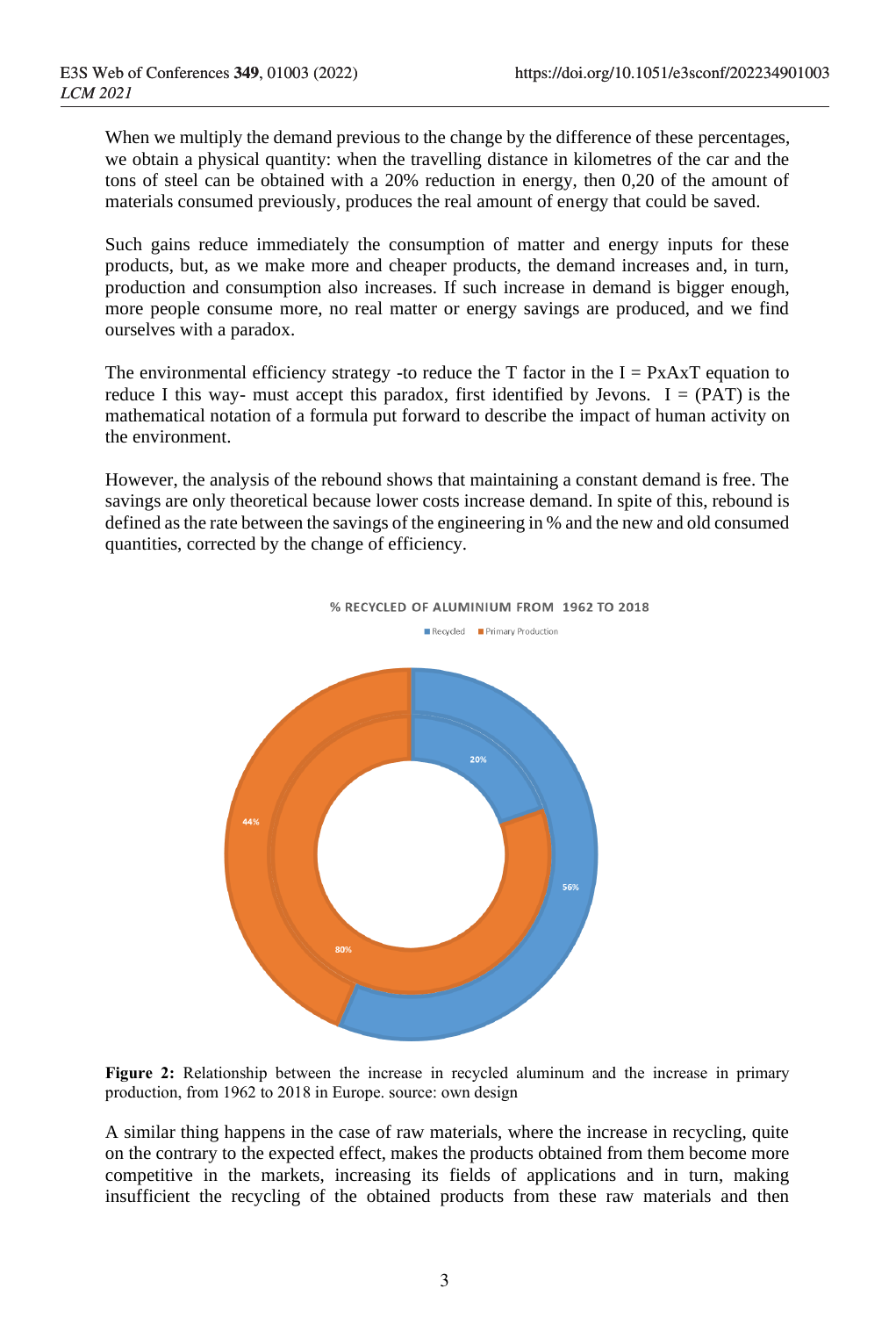When we multiply the demand previous to the change by the difference of these percentages, we obtain a physical quantity: when the travelling distance in kilometres of the car and the tons of steel can be obtained with a 20% reduction in energy, then 0,20 of the amount of materials consumed previously, produces the real amount of energy that could be saved.

Such gains reduce immediately the consumption of matter and energy inputs for these products, but, as we make more and cheaper products, the demand increases and, in turn, production and consumption also increases. If such increase in demand is bigger enough, more people consume more, no real matter or energy savings are produced, and we find ourselves with a paradox.

The environmental efficiency strategy -to reduce the T factor in the I = PxAxT equation to reduce I this way- must accept this paradox, first identified by Jevons. I = (PAT) is the mathematical notation of a formula put forward to describe the impact of human activity on the environment.

However, the analysis of the rebound shows that maintaining a constant demand is free. The savings are only theoretical because lower costs increase demand. In spite of this, rebound is defined as the rate between the savings of the engineering in % and the new and old consumed quantities, corrected by the change of efficiency.

% RECYCLED OF ALUMINIUM FROM 1962 TO 2018

Recycled | Primary Production

20% | 80% | 56% | 44%

**Figure 2:** Relationship between the increase in recycled aluminum and the increase in primary production, from 1962 to 2018 in Europe. source: own design

A similar thing happens in the case of raw materials, where the increase in recycling, quite on the contrary to the expected effect, makes the products obtained from them become more competitive in the markets, increasing its fields of applications and in turn, making insufficient the recycling of the obtained products from these raw materials and then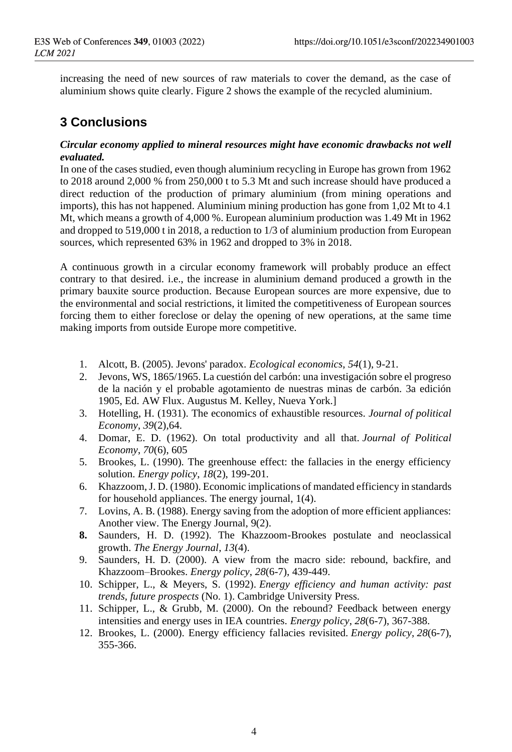increasing the need of new sources of raw materials to cover the demand, as the case of aluminium shows quite clearly. Figure 2 shows the example of the recycled aluminium.

## 3 Conclusions

***Circular economy applied to mineral resources might have economic drawbacks not well evaluated.***

In one of the cases studied, even though aluminium recycling in Europe has grown from 1962 to 2018 around 2,000 % from 250,000 t to 5.3 Mt and such increase should have produced a direct reduction of the production of primary aluminium (from mining operations and imports), this has not happened. Aluminium mining production has gone from 1,02 Mt to 4.1 Mt, which means a growth of 4,000 %. European aluminium production was 1.49 Mt in 1962 and dropped to 519,000 t in 2018, a reduction to 1/3 of aluminium production from European sources, which represented 63% in 1962 and dropped to 3% in 2018.

A continuous growth in a circular economy framework will probably produce an effect contrary to that desired. i.e., the increase in aluminium demand produced a growth in the primary bauxite source production. Because European sources are more expensive, due to the environmental and social restrictions, it limited the competitiveness of European sources forcing them to either foreclose or delay the opening of new operations, at the same time making imports from outside Europe more competitive.

1. Alcott, B. (2005). Jevons' paradox. *Ecological economics*, *54*(1), 9-21.
2. Jevons, WS, 1865/1965. La cuestión del carbón: una investigación sobre el progreso de la nación y el probable agotamiento de nuestras minas de carbón. 3a edición 1905, Ed. AW Flux. Augustus M. Kelley, Nueva York.]
3. Hotelling, H. (1931). The economics of exhaustible resources. *Journal of political Economy*, *39*(2),64.
4. Domar, E. D. (1962). On total productivity and all that. *Journal of Political Economy*, *70*(6), 605
5. Brookes, L. (1990). The greenhouse effect: the fallacies in the energy efficiency solution. *Energy policy*, *18*(2), 199-201.
6. Khazzoom, J. D. (1980). Economic implications of mandated efficiency in standards for household appliances. The energy journal, 1(4).
7. Lovins, A. B. (1988). Energy saving from the adoption of more efficient appliances: Another view. The Energy Journal, 9(2).
8. Saunders, H. D. (1992). The Khazzoom-Brookes postulate and neoclassical growth. *The Energy Journal*, *13*(4).
9. Saunders, H. D. (2000). A view from the macro side: rebound, backfire, and Khazzoom–Brookes. *Energy policy*, *28*(6-7), 439-449.
10. Schipper, L., & Meyers, S. (1992). *Energy efficiency and human activity: past trends, future prospects* (No. 1). Cambridge University Press.
11. Schipper, L., & Grubb, M. (2000). On the rebound? Feedback between energy intensities and energy uses in IEA countries. *Energy policy*, *28*(6-7), 367-388.
12. Brookes, L. (2000). Energy efficiency fallacies revisited. *Energy policy*, *28*(6-7), 355-366.